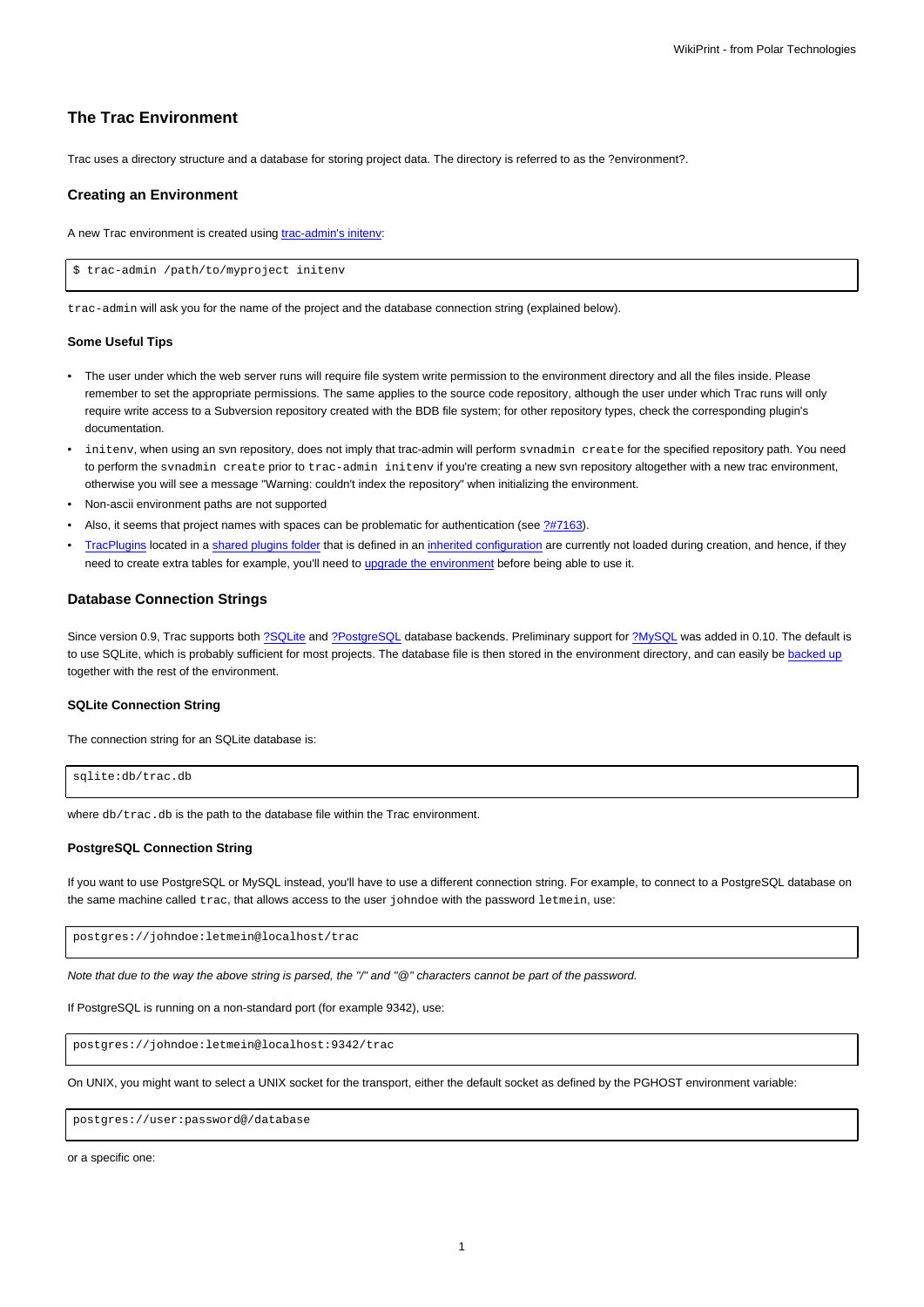# The Trac Environment

Trac uses a directory structure and a database for storing project data. The directory is referred to as the ?environment?.

## Creating an Environment

A new Trac environment is created using trac-admin's initenv:

```
$ trac-admin /path/to/myproject initenv
```

`trac-admin` will ask you for the name of the project and the database connection string (explained below).

### Some Useful Tips

- The user under which the web server runs will require file system write permission to the environment directory and all the files inside. Please remember to set the appropriate permissions. The same applies to the source code repository, although the user under which Trac runs will only require write access to a Subversion repository created with the BDB file system; for other repository types, check the corresponding plugin's documentation.
- `initenv`, when using an svn repository, does not imply that trac-admin will perform `svnadmin create` for the specified repository path. You need to perform the `svnadmin create` prior to `trac-admin initenv` if you're creating a new svn repository altogether with a new trac environment, otherwise you will see a message "Warning: couldn't index the repository" when initializing the environment.
- Non-ascii environment paths are not supported
- Also, it seems that project names with spaces can be problematic for authentication (see ?#7163).
- TracPlugins located in a shared plugins folder that is defined in an inherited configuration are currently not loaded during creation, and hence, if they need to create extra tables for example, you'll need to upgrade the environment before being able to use it.

## Database Connection Strings

Since version 0.9, Trac supports both ?SQLite and ?PostgreSQL database backends. Preliminary support for ?MySQL was added in 0.10. The default is to use SQLite, which is probably sufficient for most projects. The database file is then stored in the environment directory, and can easily be backed up together with the rest of the environment.

### SQLite Connection String

The connection string for an SQLite database is:

```
sqlite:db/trac.db
```

where `db/trac.db` is the path to the database file within the Trac environment.

### PostgreSQL Connection String

If you want to use PostgreSQL or MySQL instead, you'll have to use a different connection string. For example, to connect to a PostgreSQL database on the same machine called `trac`, that allows access to the user `johndoe` with the password `letmein`, use:

```
postgres://johndoe:letmein@localhost/trac
```

*Note that due to the way the above string is parsed, the "/" and "@" characters cannot be part of the password.*

If PostgreSQL is running on a non-standard port (for example 9342), use:

```
postgres://johndoe:letmein@localhost:9342/trac
```

On UNIX, you might want to select a UNIX socket for the transport, either the default socket as defined by the PGHOST environment variable:

```
postgres://user:password@/database
```

or a specific one: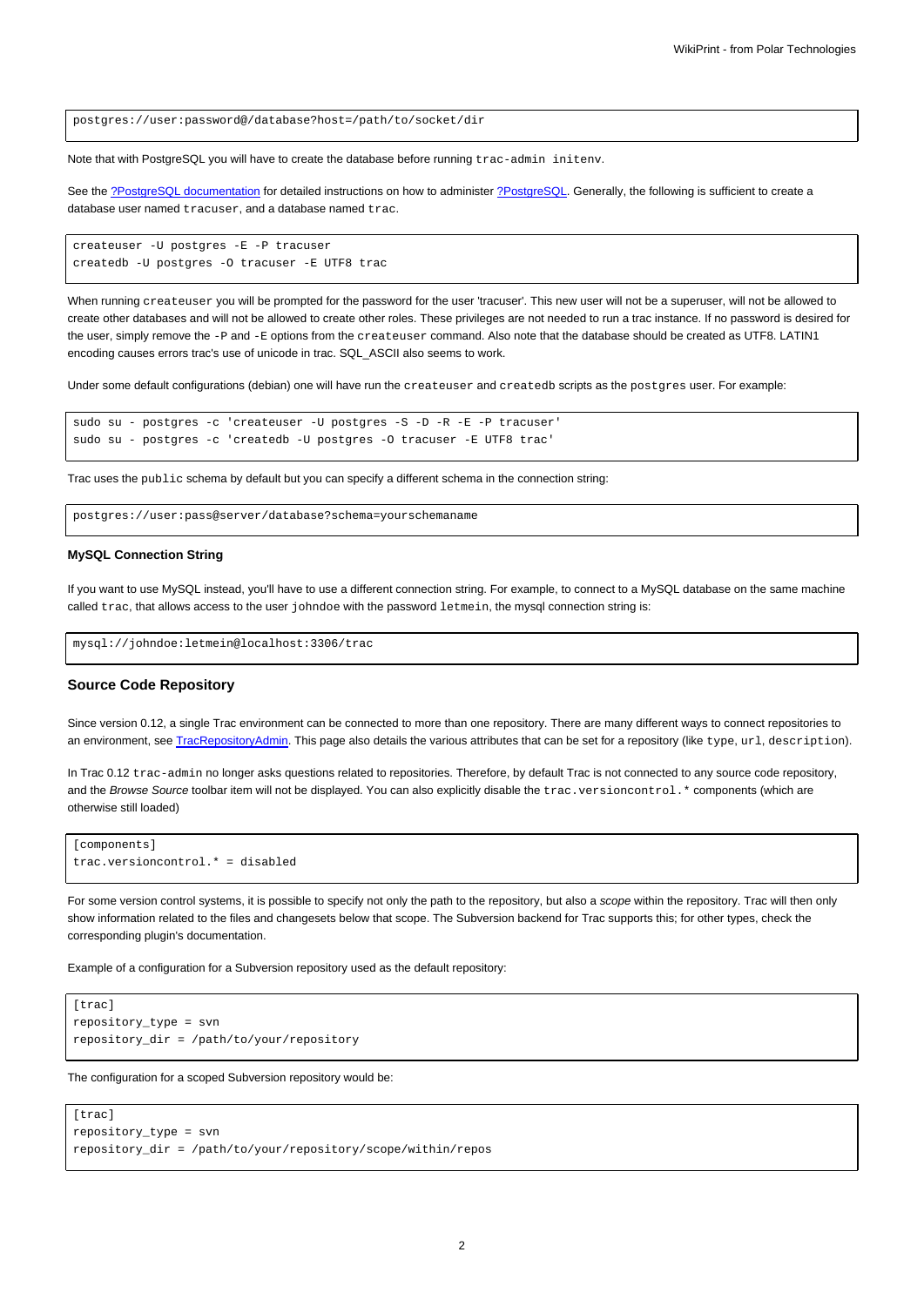```
postgres://user:password@/database?host=/path/to/socket/dir
```

Note that with PostgreSQL you will have to create the database before running `trac-admin initenv`.

See the ?PostgreSQL documentation for detailed instructions on how to administer ?PostgreSQL. Generally, the following is sufficient to create a database user named `tracuser`, and a database named `trac`.

```
createuser -U postgres -E -P tracuser
createdb -U postgres -O tracuser -E UTF8 trac
```

When running `createuser` you will be prompted for the password for the user 'tracuser'. This new user will not be a superuser, will not be allowed to create other databases and will not be allowed to create other roles. These privileges are not needed to run a trac instance. If no password is desired for the user, simply remove the `-P` and `-E` options from the `createuser` command. Also note that the database should be created as UTF8. LATIN1 encoding causes errors trac's use of unicode in trac. SQL_ASCII also seems to work.

Under some default configurations (debian) one will have run the `createuser` and `createdb` scripts as the `postgres` user. For example:

```
sudo su - postgres -c 'createuser -U postgres -S -D -R -E -P tracuser'
sudo su - postgres -c 'createdb -U postgres -O tracuser -E UTF8 trac'
```

Trac uses the `public` schema by default but you can specify a different schema in the connection string:

```
postgres://user:pass@server/database?schema=yourschemaname
```

#### MySQL Connection String

If you want to use MySQL instead, you'll have to use a different connection string. For example, to connect to a MySQL database on the same machine called `trac`, that allows access to the user `johndoe` with the password `letmein`, the mysql connection string is:

```
mysql://johndoe:letmein@localhost:3306/trac
```

### Source Code Repository

Since version 0.12, a single Trac environment can be connected to more than one repository. There are many different ways to connect repositories to an environment, see TracRepositoryAdmin. This page also details the various attributes that can be set for a repository (like `type`, `url`, `description`).

In Trac 0.12 `trac-admin` no longer asks questions related to repositories. Therefore, by default Trac is not connected to any source code repository, and the *Browse Source* toolbar item will not be displayed. You can also explicitly disable the `trac.versioncontrol.*` components (which are otherwise still loaded)

```
[components]
trac.versioncontrol.* = disabled
```

For some version control systems, it is possible to specify not only the path to the repository, but also a *scope* within the repository. Trac will then only show information related to the files and changesets below that scope. The Subversion backend for Trac supports this; for other types, check the corresponding plugin's documentation.

Example of a configuration for a Subversion repository used as the default repository:

```
[trac]
repository_type = svn
repository_dir = /path/to/your/repository
```

The configuration for a scoped Subversion repository would be:

```
[trac]
repository_type = svn
repository_dir = /path/to/your/repository/scope/within/repos
```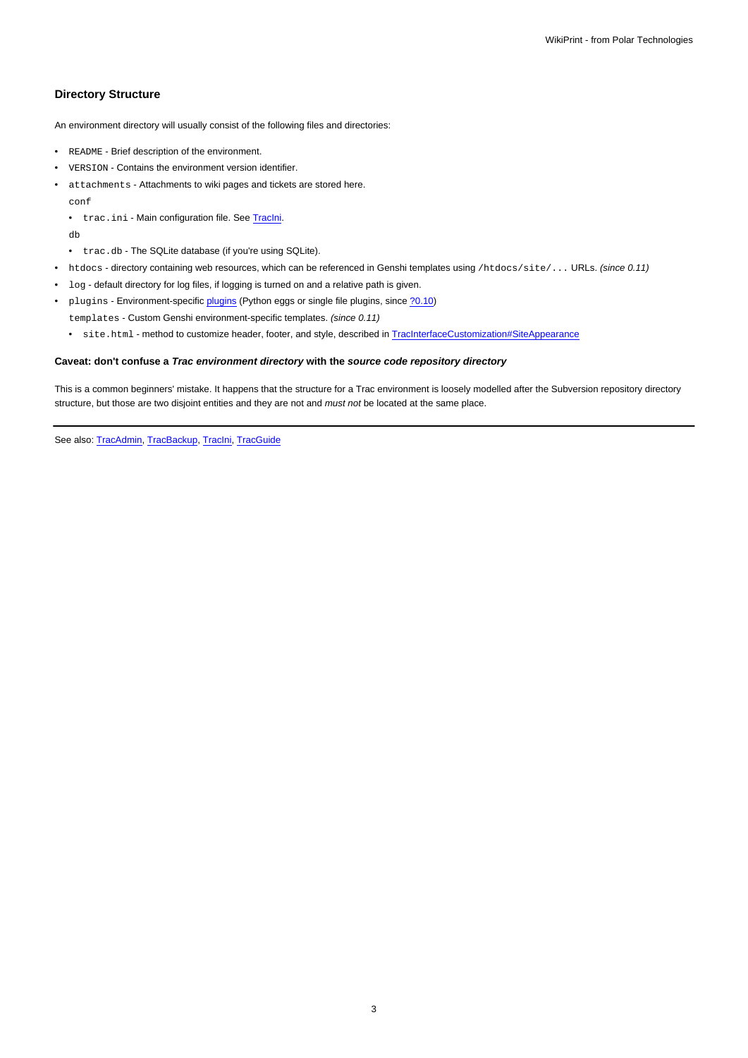### Directory Structure

An environment directory will usually consist of the following files and directories:

- `README` - Brief description of the environment.
- `VERSION` - Contains the environment version identifier.
- `attachments` - Attachments to wiki pages and tickets are stored here.

  `conf`
  - `trac.ini` - Main configuration file. See TracIni.

  `db`
  - `trac.db` - The SQLite database (if you're using SQLite).
- `htdocs` - directory containing web resources, which can be referenced in Genshi templates using `/htdocs/site/...` URLs. *(since 0.11)*
- `log` - default directory for log files, if logging is turned on and a relative path is given.
- `plugins` - Environment-specific plugins (Python eggs or single file plugins, since ?0.10)

  `templates` - Custom Genshi environment-specific templates. *(since 0.11)*
  - `site.html` - method to customize header, footer, and style, described in TracInterfaceCustomization#SiteAppearance

#### Caveat: don't confuse a *Trac environment directory* with the *source code repository directory*

This is a common beginners' mistake. It happens that the structure for a Trac environment is loosely modelled after the Subversion repository directory structure, but those are two disjoint entities and they are not and *must not* be located at the same place.

---

See also: TracAdmin, TracBackup, TracIni, TracGuide